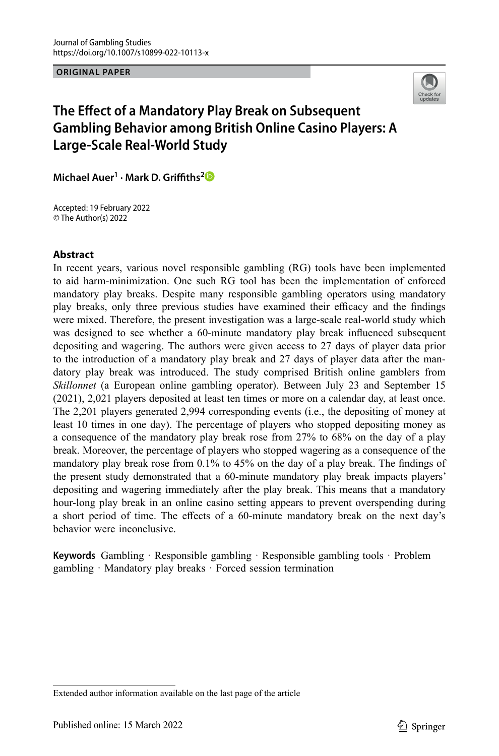Journal of Gambling Studies
https://doi.org/10.1007/s10899-022-10113-x

**ORIGINAL PAPER**

# The Effect of a Mandatory Play Break on Subsequent Gambling Behavior among British Online Casino Players: A Large-Scale Real-World Study

**Michael Auer[1] · Mark D. Griffiths[2]**

Accepted: 19 February 2022
© The Author(s) 2022

## Abstract

In recent years, various novel responsible gambling (RG) tools have been implemented to aid harm-minimization. One such RG tool has been the implementation of enforced mandatory play breaks. Despite many responsible gambling operators using mandatory play breaks, only three previous studies have examined their efficacy and the findings were mixed. Therefore, the present investigation was a large-scale real-world study which was designed to see whether a 60-minute mandatory play break influenced subsequent depositing and wagering. The authors were given access to 27 days of player data prior to the introduction of a mandatory play break and 27 days of player data after the mandatory play break was introduced. The study comprised British online gamblers from *Skillonnet* (a European online gambling operator). Between July 23 and September 15 (2021), 2,021 players deposited at least ten times or more on a calendar day, at least once. The 2,201 players generated 2,994 corresponding events (i.e., the depositing of money at least 10 times in one day). The percentage of players who stopped depositing money as a consequence of the mandatory play break rose from 27% to 68% on the day of a play break. Moreover, the percentage of players who stopped wagering as a consequence of the mandatory play break rose from 0.1% to 45% on the day of a play break. The findings of the present study demonstrated that a 60-minute mandatory play break impacts players' depositing and wagering immediately after the play break. This means that a mandatory hour-long play break in an online casino setting appears to prevent overspending during a short period of time. The effects of a 60-minute mandatory break on the next day's behavior were inconclusive.

**Keywords** Gambling · Responsible gambling · Responsible gambling tools · Problem gambling · Mandatory play breaks · Forced session termination

Extended author information available on the last page of the article

Published online: 15 March 2022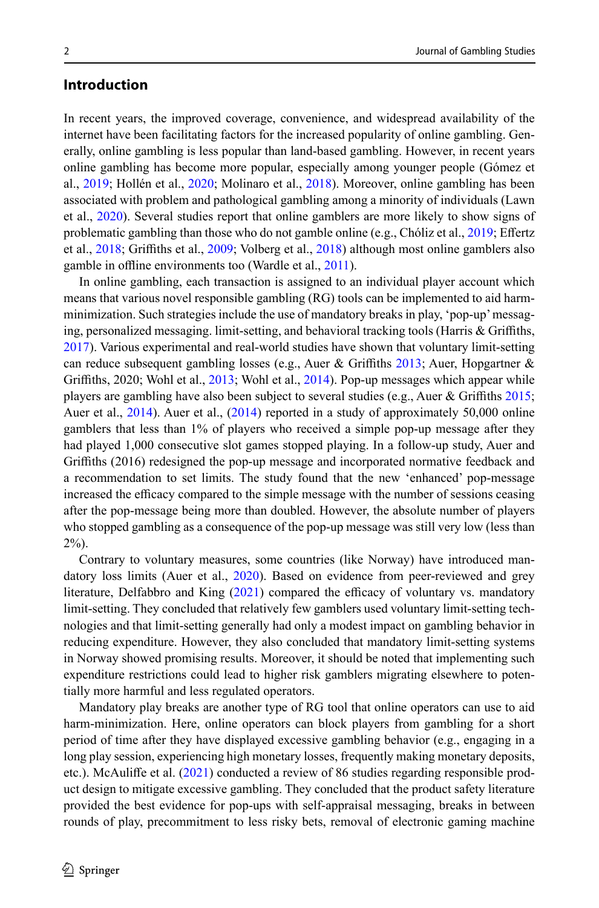## Introduction

In recent years, the improved coverage, convenience, and widespread availability of the internet have been facilitating factors for the increased popularity of online gambling. Generally, online gambling is less popular than land-based gambling. However, in recent years online gambling has become more popular, especially among younger people (Gómez et al., 2019; Hollén et al., 2020; Molinaro et al., 2018). Moreover, online gambling has been associated with problem and pathological gambling among a minority of individuals (Lawn et al., 2020). Several studies report that online gamblers are more likely to show signs of problematic gambling than those who do not gamble online (e.g., Chóliz et al., 2019; Effertz et al., 2018; Griffiths et al., 2009; Volberg et al., 2018) although most online gamblers also gamble in offline environments too (Wardle et al., 2011).

In online gambling, each transaction is assigned to an individual player account which means that various novel responsible gambling (RG) tools can be implemented to aid harm-minimization. Such strategies include the use of mandatory breaks in play, 'pop-up' messaging, personalized messaging. limit-setting, and behavioral tracking tools (Harris & Griffiths, 2017). Various experimental and real-world studies have shown that voluntary limit-setting can reduce subsequent gambling losses (e.g., Auer & Griffiths 2013; Auer, Hopgartner & Griffiths, 2020; Wohl et al., 2013; Wohl et al., 2014). Pop-up messages which appear while players are gambling have also been subject to several studies (e.g., Auer & Griffiths 2015; Auer et al., 2014). Auer et al., (2014) reported in a study of approximately 50,000 online gamblers that less than 1% of players who received a simple pop-up message after they had played 1,000 consecutive slot games stopped playing. In a follow-up study, Auer and Griffiths (2016) redesigned the pop-up message and incorporated normative feedback and a recommendation to set limits. The study found that the new 'enhanced' pop-message increased the efficacy compared to the simple message with the number of sessions ceasing after the pop-message being more than doubled. However, the absolute number of players who stopped gambling as a consequence of the pop-up message was still very low (less than 2%).

Contrary to voluntary measures, some countries (like Norway) have introduced mandatory loss limits (Auer et al., 2020). Based on evidence from peer-reviewed and grey literature, Delfabbro and King (2021) compared the efficacy of voluntary vs. mandatory limit-setting. They concluded that relatively few gamblers used voluntary limit-setting technologies and that limit-setting generally had only a modest impact on gambling behavior in reducing expenditure. However, they also concluded that mandatory limit-setting systems in Norway showed promising results. Moreover, it should be noted that implementing such expenditure restrictions could lead to higher risk gamblers migrating elsewhere to potentially more harmful and less regulated operators.

Mandatory play breaks are another type of RG tool that online operators can use to aid harm-minimization. Here, online operators can block players from gambling for a short period of time after they have displayed excessive gambling behavior (e.g., engaging in a long play session, experiencing high monetary losses, frequently making monetary deposits, etc.). McAuliffe et al. (2021) conducted a review of 86 studies regarding responsible product design to mitigate excessive gambling. They concluded that the product safety literature provided the best evidence for pop-ups with self-appraisal messaging, breaks in between rounds of play, precommitment to less risky bets, removal of electronic gaming machine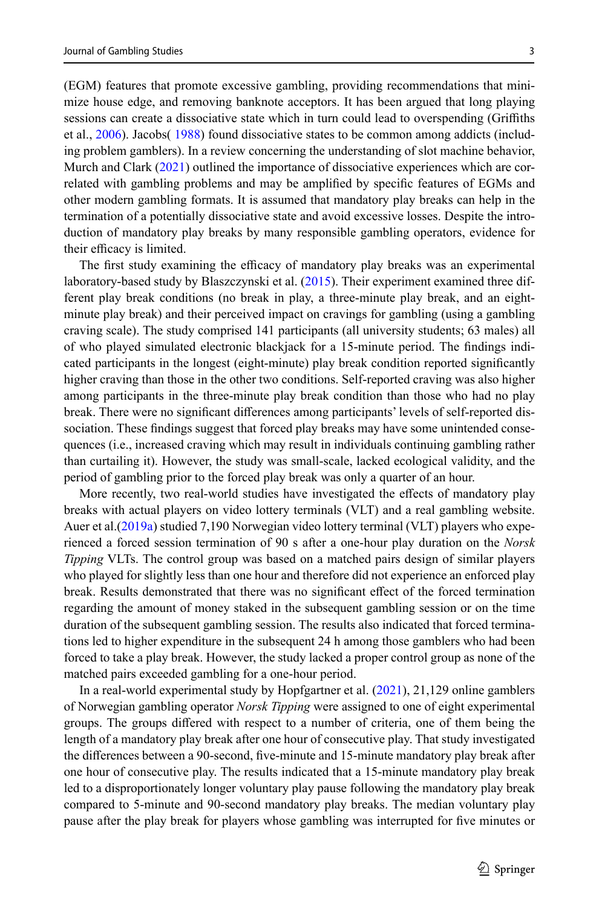(EGM) features that promote excessive gambling, providing recommendations that minimize house edge, and removing banknote acceptors. It has been argued that long playing sessions can create a dissociative state which in turn could lead to overspending (Griffiths et al., 2006). Jacobs( 1988) found dissociative states to be common among addicts (including problem gamblers). In a review concerning the understanding of slot machine behavior, Murch and Clark (2021) outlined the importance of dissociative experiences which are correlated with gambling problems and may be amplified by specific features of EGMs and other modern gambling formats. It is assumed that mandatory play breaks can help in the termination of a potentially dissociative state and avoid excessive losses. Despite the introduction of mandatory play breaks by many responsible gambling operators, evidence for their efficacy is limited.

The first study examining the efficacy of mandatory play breaks was an experimental laboratory-based study by Blaszczynski et al. (2015). Their experiment examined three different play break conditions (no break in play, a three-minute play break, and an eight-minute play break) and their perceived impact on cravings for gambling (using a gambling craving scale). The study comprised 141 participants (all university students; 63 males) all of who played simulated electronic blackjack for a 15-minute period. The findings indicated participants in the longest (eight-minute) play break condition reported significantly higher craving than those in the other two conditions. Self-reported craving was also higher among participants in the three-minute play break condition than those who had no play break. There were no significant differences among participants' levels of self-reported dissociation. These findings suggest that forced play breaks may have some unintended consequences (i.e., increased craving which may result in individuals continuing gambling rather than curtailing it). However, the study was small-scale, lacked ecological validity, and the period of gambling prior to the forced play break was only a quarter of an hour.

More recently, two real-world studies have investigated the effects of mandatory play breaks with actual players on video lottery terminals (VLT) and a real gambling website. Auer et al.(2019a) studied 7,190 Norwegian video lottery terminal (VLT) players who experienced a forced session termination of 90 s after a one-hour play duration on the *Norsk Tipping* VLTs. The control group was based on a matched pairs design of similar players who played for slightly less than one hour and therefore did not experience an enforced play break. Results demonstrated that there was no significant effect of the forced termination regarding the amount of money staked in the subsequent gambling session or on the time duration of the subsequent gambling session. The results also indicated that forced terminations led to higher expenditure in the subsequent 24 h among those gamblers who had been forced to take a play break. However, the study lacked a proper control group as none of the matched pairs exceeded gambling for a one-hour period.

In a real-world experimental study by Hopfgartner et al. (2021), 21,129 online gamblers of Norwegian gambling operator *Norsk Tipping* were assigned to one of eight experimental groups. The groups differed with respect to a number of criteria, one of them being the length of a mandatory play break after one hour of consecutive play. That study investigated the differences between a 90-second, five-minute and 15-minute mandatory play break after one hour of consecutive play. The results indicated that a 15-minute mandatory play break led to a disproportionately longer voluntary play pause following the mandatory play break compared to 5-minute and 90-second mandatory play breaks. The median voluntary play pause after the play break for players whose gambling was interrupted for five minutes or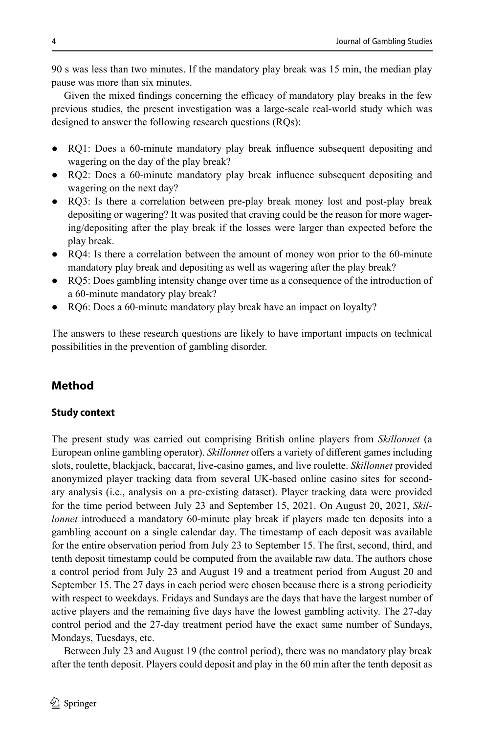90 s was less than two minutes. If the mandatory play break was 15 min, the median play pause was more than six minutes.

Given the mixed findings concerning the efficacy of mandatory play breaks in the few previous studies, the present investigation was a large-scale real-world study which was designed to answer the following research questions (RQs):

- RQ1: Does a 60-minute mandatory play break influence subsequent depositing and wagering on the day of the play break?
- RQ2: Does a 60-minute mandatory play break influence subsequent depositing and wagering on the next day?
- RQ3: Is there a correlation between pre-play break money lost and post-play break depositing or wagering? It was posited that craving could be the reason for more wagering/depositing after the play break if the losses were larger than expected before the play break.
- RQ4: Is there a correlation between the amount of money won prior to the 60-minute mandatory play break and depositing as well as wagering after the play break?
- RQ5: Does gambling intensity change over time as a consequence of the introduction of a 60-minute mandatory play break?
- RQ6: Does a 60-minute mandatory play break have an impact on loyalty?

The answers to these research questions are likely to have important impacts on technical possibilities in the prevention of gambling disorder.

## Method

### Study context

The present study was carried out comprising British online players from *Skillonnet* (a European online gambling operator). *Skillonnet* offers a variety of different games including slots, roulette, blackjack, baccarat, live-casino games, and live roulette. *Skillonnet* provided anonymized player tracking data from several UK-based online casino sites for secondary analysis (i.e., analysis on a pre-existing dataset). Player tracking data were provided for the time period between July 23 and September 15, 2021. On August 20, 2021, *Skillonnet* introduced a mandatory 60-minute play break if players made ten deposits into a gambling account on a single calendar day. The timestamp of each deposit was available for the entire observation period from July 23 to September 15. The first, second, third, and tenth deposit timestamp could be computed from the available raw data. The authors chose a control period from July 23 and August 19 and a treatment period from August 20 and September 15. The 27 days in each period were chosen because there is a strong periodicity with respect to weekdays. Fridays and Sundays are the days that have the largest number of active players and the remaining five days have the lowest gambling activity. The 27-day control period and the 27-day treatment period have the exact same number of Sundays, Mondays, Tuesdays, etc.

Between July 23 and August 19 (the control period), there was no mandatory play break after the tenth deposit. Players could deposit and play in the 60 min after the tenth deposit as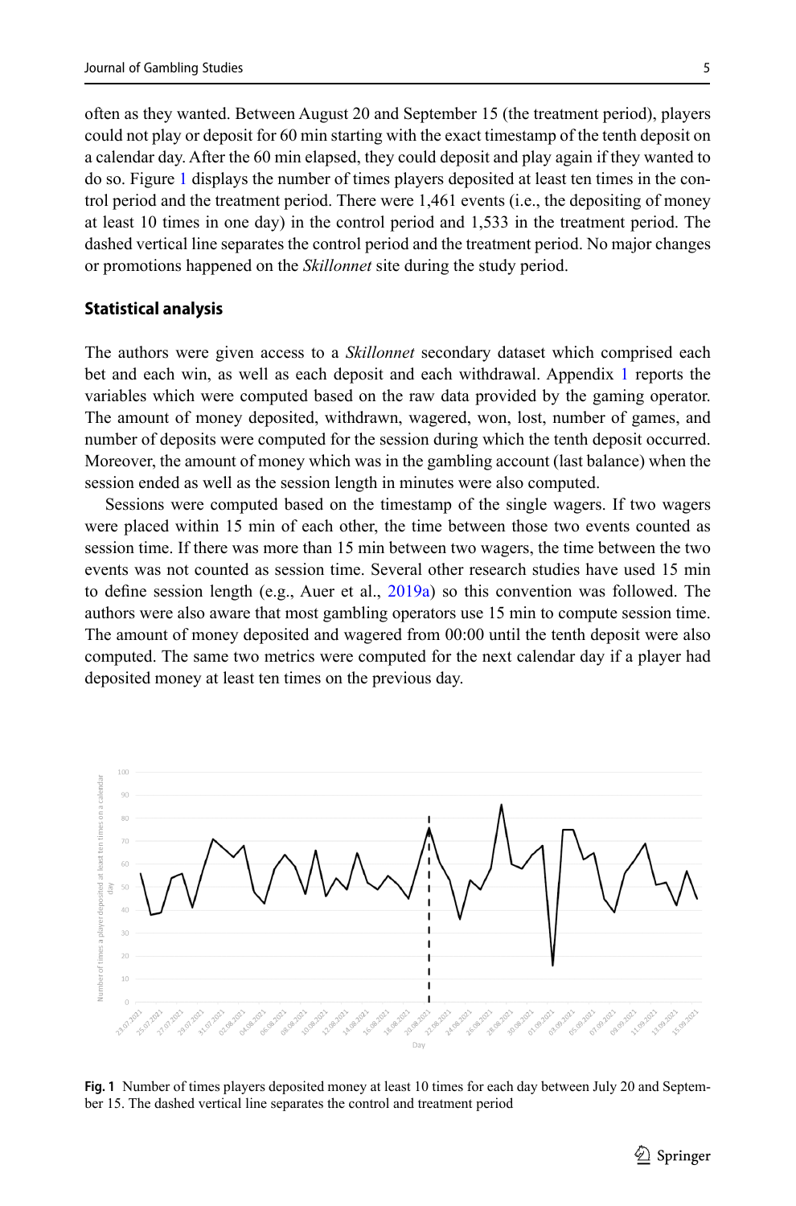often as they wanted. Between August 20 and September 15 (the treatment period), players could not play or deposit for 60 min starting with the exact timestamp of the tenth deposit on a calendar day. After the 60 min elapsed, they could deposit and play again if they wanted to do so. Figure 1 displays the number of times players deposited at least ten times in the control period and the treatment period. There were 1,461 events (i.e., the depositing of money at least 10 times in one day) in the control period and 1,533 in the treatment period. The dashed vertical line separates the control period and the treatment period. No major changes or promotions happened on the *Skillonnet* site during the study period.

### Statistical analysis

The authors were given access to a *Skillonnet* secondary dataset which comprised each bet and each win, as well as each deposit and each withdrawal. Appendix 1 reports the variables which were computed based on the raw data provided by the gaming operator. The amount of money deposited, withdrawn, wagered, won, lost, number of games, and number of deposits were computed for the session during which the tenth deposit occurred. Moreover, the amount of money which was in the gambling account (last balance) when the session ended as well as the session length in minutes were also computed.

Sessions were computed based on the timestamp of the single wagers. If two wagers were placed within 15 min of each other, the time between those two events counted as session time. If there was more than 15 min between two wagers, the time between the two events was not counted as session time. Several other research studies have used 15 min to define session length (e.g., Auer et al., 2019a) so this convention was followed. The authors were also aware that most gambling operators use 15 min to compute session time. The amount of money deposited and wagered from 00:00 until the tenth deposit were also computed. The same two metrics were computed for the next calendar day if a player had deposited money at least ten times on the previous day.

**Fig. 1** Number of times players deposited money at least 10 times for each day between July 20 and September 15. The dashed vertical line separates the control and treatment period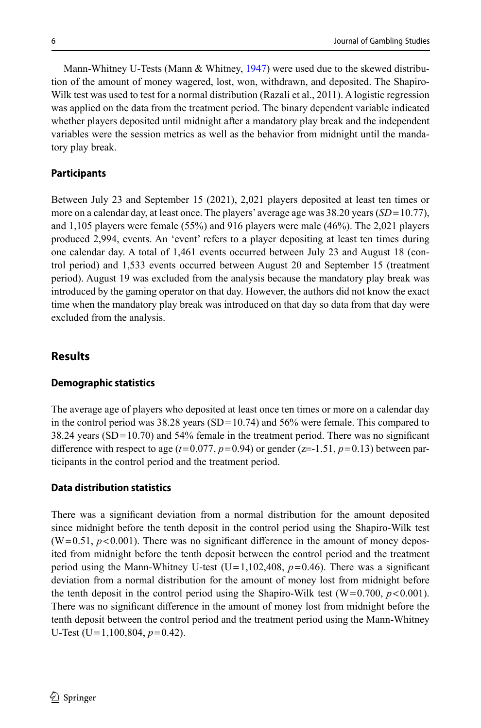Mann-Whitney U-Tests (Mann & Whitney, 1947) were used due to the skewed distribution of the amount of money wagered, lost, won, withdrawn, and deposited. The Shapiro-Wilk test was used to test for a normal distribution (Razali et al., 2011). A logistic regression was applied on the data from the treatment period. The binary dependent variable indicated whether players deposited until midnight after a mandatory play break and the independent variables were the session metrics as well as the behavior from midnight until the mandatory play break.

### Participants

Between July 23 and September 15 (2021), 2,021 players deposited at least ten times or more on a calendar day, at least once. The players' average age was 38.20 years ($SD = 10.77$), and 1,105 players were female (55%) and 916 players were male (46%). The 2,021 players produced 2,994, events. An 'event' refers to a player depositing at least ten times during one calendar day. A total of 1,461 events occurred between July 23 and August 18 (control period) and 1,533 events occurred between August 20 and September 15 (treatment period). August 19 was excluded from the analysis because the mandatory play break was introduced by the gaming operator on that day. However, the authors did not know the exact time when the mandatory play break was introduced on that day so data from that day were excluded from the analysis.

## Results

### Demographic statistics

The average age of players who deposited at least once ten times or more on a calendar day in the control period was 38.28 years ($SD = 10.74$) and 56% were female. This compared to 38.24 years ($SD = 10.70$) and 54% female in the treatment period. There was no significant difference with respect to age ($t = 0.077$, $p = 0.94$) or gender ($z = -1.51$, $p = 0.13$) between participants in the control period and the treatment period.

### Data distribution statistics

There was a significant deviation from a normal distribution for the amount deposited since midnight before the tenth deposit in the control period using the Shapiro-Wilk test ($W = 0.51$, $p < 0.001$). There was no significant difference in the amount of money deposited from midnight before the tenth deposit between the control period and the treatment period using the Mann-Whitney U-test ($U = 1{,}102{,}408$, $p = 0.46$). There was a significant deviation from a normal distribution for the amount of money lost from midnight before the tenth deposit in the control period using the Shapiro-Wilk test ($W = 0.700$, $p < 0.001$). There was no significant difference in the amount of money lost from midnight before the tenth deposit between the control period and the treatment period using the Mann-Whitney U-Test ($U = 1{,}100{,}804$, $p = 0.42$).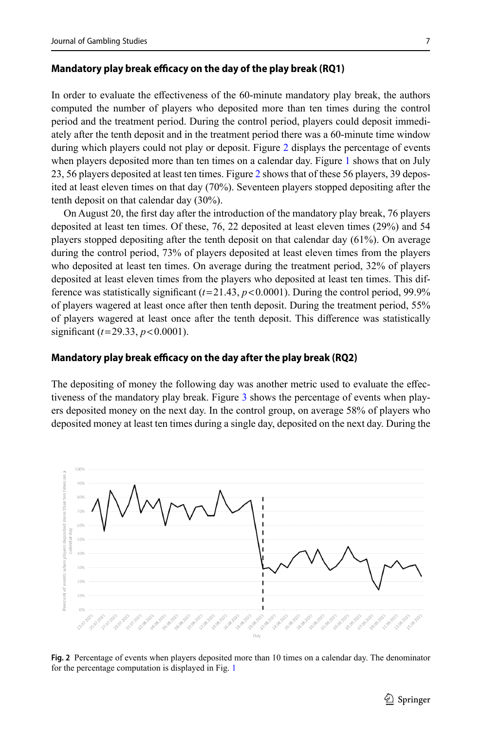### Mandatory play break efficacy on the day of the play break (RQ1)

In order to evaluate the effectiveness of the 60-minute mandatory play break, the authors computed the number of players who deposited more than ten times during the control period and the treatment period. During the control period, players could deposit immediately after the tenth deposit and in the treatment period there was a 60-minute time window during which players could not play or deposit. Figure 2 displays the percentage of events when players deposited more than ten times on a calendar day. Figure 1 shows that on July 23, 56 players deposited at least ten times. Figure 2 shows that of these 56 players, 39 deposited at least eleven times on that day (70%). Seventeen players stopped depositing after the tenth deposit on that calendar day (30%).

On August 20, the first day after the introduction of the mandatory play break, 76 players deposited at least ten times. Of these, 76, 22 deposited at least eleven times (29%) and 54 players stopped depositing after the tenth deposit on that calendar day (61%). On average during the control period, 73% of players deposited at least eleven times from the players who deposited at least ten times. On average during the treatment period, 32% of players deposited at least eleven times from the players who deposited at least ten times. This difference was statistically significant ($t=21.43$, $p<0.0001$). During the control period, 99.9% of players wagered at least once after then tenth deposit. During the treatment period, 55% of players wagered at least once after the tenth deposit. This difference was statistically significant ($t=29.33$, $p<0.0001$).

### Mandatory play break efficacy on the day after the play break (RQ2)

The depositing of money the following day was another metric used to evaluate the effectiveness of the mandatory play break. Figure 3 shows the percentage of events when players deposited money on the next day. In the control group, on average 58% of players who deposited money at least ten times during a single day, deposited on the next day. During the

**Fig. 2** Percentage of events when players deposited more than 10 times on a calendar day. The denominator for the percentage computation is displayed in Fig. 1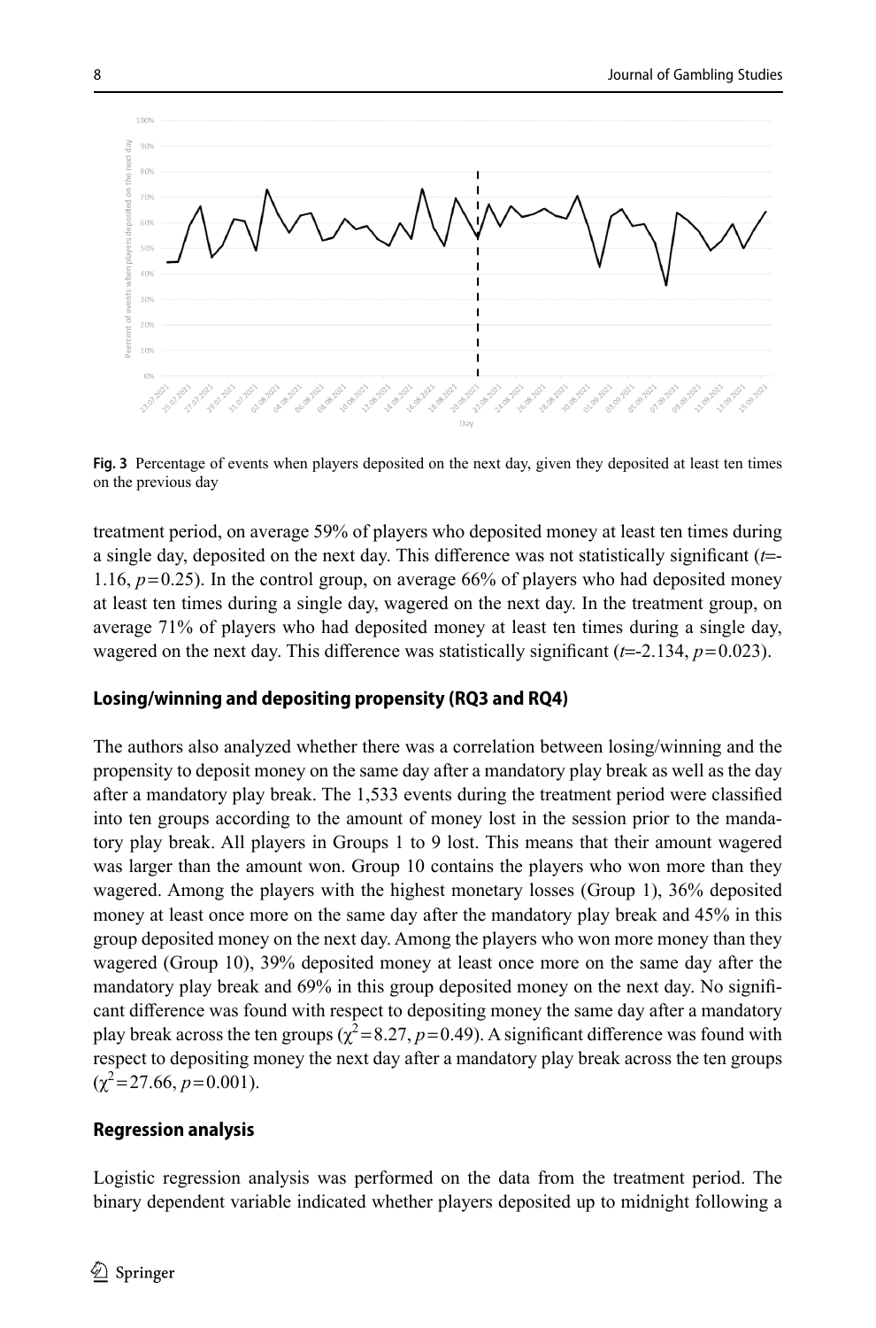**Fig. 3** Percentage of events when players deposited on the next day, given they deposited at least ten times on the previous day

treatment period, on average 59% of players who deposited money at least ten times during a single day, deposited on the next day. This difference was not statistically significant ($t$=-1.16, $p=0.25$). In the control group, on average 66% of players who had deposited money at least ten times during a single day, wagered on the next day. In the treatment group, on average 71% of players who had deposited money at least ten times during a single day, wagered on the next day. This difference was statistically significant ($t$=-2.134, $p=0.023$).

### Losing/winning and depositing propensity (RQ3 and RQ4)

The authors also analyzed whether there was a correlation between losing/winning and the propensity to deposit money on the same day after a mandatory play break as well as the day after a mandatory play break. The 1,533 events during the treatment period were classified into ten groups according to the amount of money lost in the session prior to the mandatory play break. All players in Groups 1 to 9 lost. This means that their amount wagered was larger than the amount won. Group 10 contains the players who won more than they wagered. Among the players with the highest monetary losses (Group 1), 36% deposited money at least once more on the same day after the mandatory play break and 45% in this group deposited money on the next day. Among the players who won more money than they wagered (Group 10), 39% deposited money at least once more on the same day after the mandatory play break and 69% in this group deposited money on the next day. No significant difference was found with respect to depositing money the same day after a mandatory play break across the ten groups ($\chi^2=8.27$, $p=0.49$). A significant difference was found with respect to depositing money the next day after a mandatory play break across the ten groups ($\chi^2=27.66$, $p=0.001$).

### Regression analysis

Logistic regression analysis was performed on the data from the treatment period. The binary dependent variable indicated whether players deposited up to midnight following a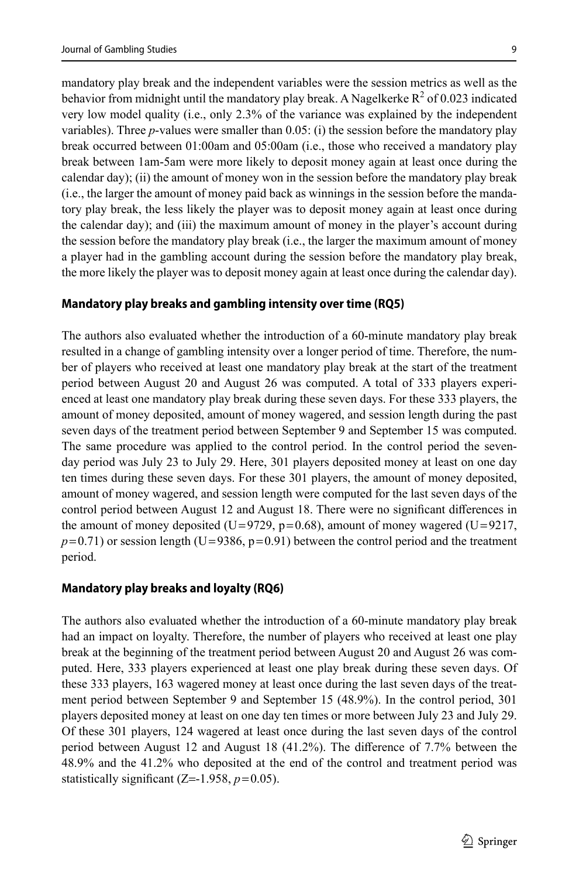mandatory play break and the independent variables were the session metrics as well as the behavior from midnight until the mandatory play break. A Nagelkerke $R^2$ of 0.023 indicated very low model quality (i.e., only 2.3% of the variance was explained by the independent variables). Three *p*-values were smaller than 0.05: (i) the session before the mandatory play break occurred between 01:00am and 05:00am (i.e., those who received a mandatory play break between 1am-5am were more likely to deposit money again at least once during the calendar day); (ii) the amount of money won in the session before the mandatory play break (i.e., the larger the amount of money paid back as winnings in the session before the mandatory play break, the less likely the player was to deposit money again at least once during the calendar day); and (iii) the maximum amount of money in the player's account during the session before the mandatory play break (i.e., the larger the maximum amount of money a player had in the gambling account during the session before the mandatory play break, the more likely the player was to deposit money again at least once during the calendar day).

### Mandatory play breaks and gambling intensity over time (RQ5)

The authors also evaluated whether the introduction of a 60-minute mandatory play break resulted in a change of gambling intensity over a longer period of time. Therefore, the number of players who received at least one mandatory play break at the start of the treatment period between August 20 and August 26 was computed. A total of 333 players experienced at least one mandatory play break during these seven days. For these 333 players, the amount of money deposited, amount of money wagered, and session length during the past seven days of the treatment period between September 9 and September 15 was computed. The same procedure was applied to the control period. In the control period the seven-day period was July 23 to July 29. Here, 301 players deposited money at least on one day ten times during these seven days. For these 301 players, the amount of money deposited, amount of money wagered, and session length were computed for the last seven days of the control period between August 12 and August 18. There were no significant differences in the amount of money deposited ($U=9729$, $p=0.68$), amount of money wagered ($U=9217$, $p=0.71$) or session length ($U=9386$, $p=0.91$) between the control period and the treatment period.

### Mandatory play breaks and loyalty (RQ6)

The authors also evaluated whether the introduction of a 60-minute mandatory play break had an impact on loyalty. Therefore, the number of players who received at least one play break at the beginning of the treatment period between August 20 and August 26 was computed. Here, 333 players experienced at least one play break during these seven days. Of these 333 players, 163 wagered money at least once during the last seven days of the treatment period between September 9 and September 15 (48.9%). In the control period, 301 players deposited money at least on one day ten times or more between July 23 and July 29. Of these 301 players, 124 wagered at least once during the last seven days of the control period between August 12 and August 18 (41.2%). The difference of 7.7% between the 48.9% and the 41.2% who deposited at the end of the control and treatment period was statistically significant ($Z=-1.958$, $p=0.05$).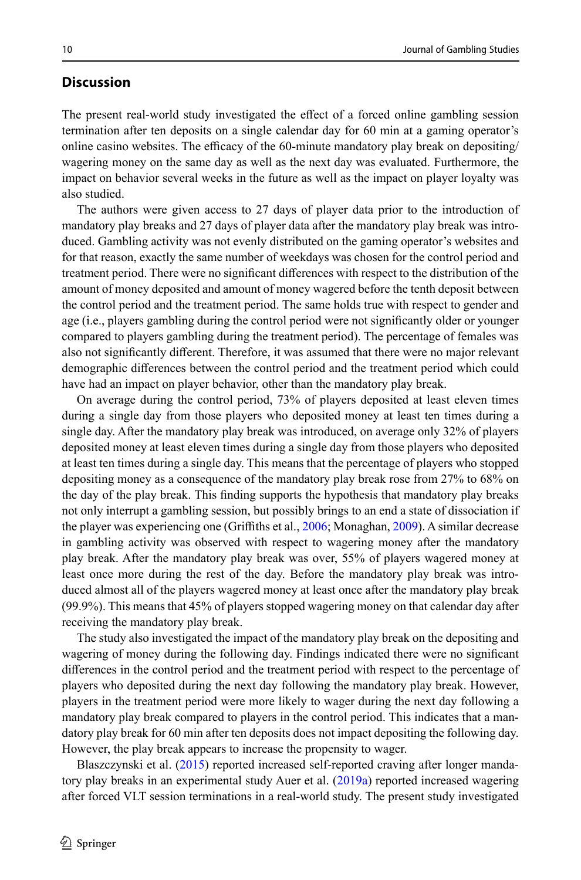## Discussion

The present real-world study investigated the effect of a forced online gambling session termination after ten deposits on a single calendar day for 60 min at a gaming operator's online casino websites. The efficacy of the 60-minute mandatory play break on depositing/wagering money on the same day as well as the next day was evaluated. Furthermore, the impact on behavior several weeks in the future as well as the impact on player loyalty was also studied.

The authors were given access to 27 days of player data prior to the introduction of mandatory play breaks and 27 days of player data after the mandatory play break was introduced. Gambling activity was not evenly distributed on the gaming operator's websites and for that reason, exactly the same number of weekdays was chosen for the control period and treatment period. There were no significant differences with respect to the distribution of the amount of money deposited and amount of money wagered before the tenth deposit between the control period and the treatment period. The same holds true with respect to gender and age (i.e., players gambling during the control period were not significantly older or younger compared to players gambling during the treatment period). The percentage of females was also not significantly different. Therefore, it was assumed that there were no major relevant demographic differences between the control period and the treatment period which could have had an impact on player behavior, other than the mandatory play break.

On average during the control period, 73% of players deposited at least eleven times during a single day from those players who deposited money at least ten times during a single day. After the mandatory play break was introduced, on average only 32% of players deposited money at least eleven times during a single day from those players who deposited at least ten times during a single day. This means that the percentage of players who stopped depositing money as a consequence of the mandatory play break rose from 27% to 68% on the day of the play break. This finding supports the hypothesis that mandatory play breaks not only interrupt a gambling session, but possibly brings to an end a state of dissociation if the player was experiencing one (Griffiths et al., 2006; Monaghan, 2009). A similar decrease in gambling activity was observed with respect to wagering money after the mandatory play break. After the mandatory play break was over, 55% of players wagered money at least once more during the rest of the day. Before the mandatory play break was introduced almost all of the players wagered money at least once after the mandatory play break (99.9%). This means that 45% of players stopped wagering money on that calendar day after receiving the mandatory play break.

The study also investigated the impact of the mandatory play break on the depositing and wagering of money during the following day. Findings indicated there were no significant differences in the control period and the treatment period with respect to the percentage of players who deposited during the next day following the mandatory play break. However, players in the treatment period were more likely to wager during the next day following a mandatory play break compared to players in the control period. This indicates that a mandatory play break for 60 min after ten deposits does not impact depositing the following day. However, the play break appears to increase the propensity to wager.

Blaszczynski et al. (2015) reported increased self-reported craving after longer mandatory play breaks in an experimental study Auer et al. (2019a) reported increased wagering after forced VLT session terminations in a real-world study. The present study investigated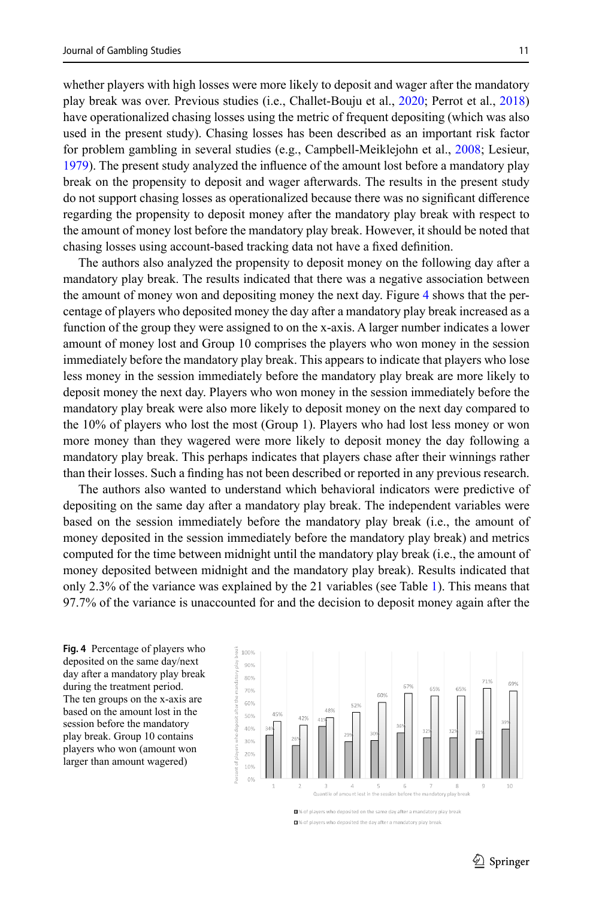whether players with high losses were more likely to deposit and wager after the mandatory play break was over. Previous studies (i.e., Challet-Bouju et al., 2020; Perrot et al., 2018) have operationalized chasing losses using the metric of frequent depositing (which was also used in the present study). Chasing losses has been described as an important risk factor for problem gambling in several studies (e.g., Campbell-Meiklejohn et al., 2008; Lesieur, 1979). The present study analyzed the influence of the amount lost before a mandatory play break on the propensity to deposit and wager afterwards. The results in the present study do not support chasing losses as operationalized because there was no significant difference regarding the propensity to deposit money after the mandatory play break with respect to the amount of money lost before the mandatory play break. However, it should be noted that chasing losses using account-based tracking data not have a fixed definition.

The authors also analyzed the propensity to deposit money on the following day after a mandatory play break. The results indicated that there was a negative association between the amount of money won and depositing money the next day. Figure 4 shows that the percentage of players who deposited money the day after a mandatory play break increased as a function of the group they were assigned to on the x-axis. A larger number indicates a lower amount of money lost and Group 10 comprises the players who won money in the session immediately before the mandatory play break. This appears to indicate that players who lose less money in the session immediately before the mandatory play break are more likely to deposit money the next day. Players who won money in the session immediately before the mandatory play break were also more likely to deposit money on the next day compared to the 10% of players who lost the most (Group 1). Players who had lost less money or won more money than they wagered were more likely to deposit money the day following a mandatory play break. This perhaps indicates that players chase after their winnings rather than their losses. Such a finding has not been described or reported in any previous research.

The authors also wanted to understand which behavioral indicators were predictive of depositing on the same day after a mandatory play break. The independent variables were based on the session immediately before the mandatory play break (i.e., the amount of money deposited in the session immediately before the mandatory play break) and metrics computed for the time between midnight until the mandatory play break (i.e., the amount of money deposited between midnight and the mandatory play break). Results indicated that only 2.3% of the variance was explained by the 21 variables (see Table 1). This means that 97.7% of the variance is unaccounted for and the decision to deposit money again after the

**Fig. 4** Percentage of players who deposited on the same day/next day after a mandatory play break during the treatment period. The ten groups on the x-axis are based on the amount lost in the session before the mandatory play break. Group 10 contains players who won (amount won larger than amount wagered)

| Quantile of amount lost in the session before the mandatory play break | % of players who deposited on the same day after a mandatory play break | % of players who deposited the day after a mandatory play break |
|---|---|---|
| 1 | 34% | 45% |
| 2 | 26% | 42% |
| 3 | 41% | 48% |
| 4 | 29% | 52% |
| 5 | 30% | 60% |
| 6 | 36% | 67% |
| 7 | 32% | 65% |
| 8 | 32% | 65% |
| 9 | 31% | 71% |
| 10 | 39% | 69% |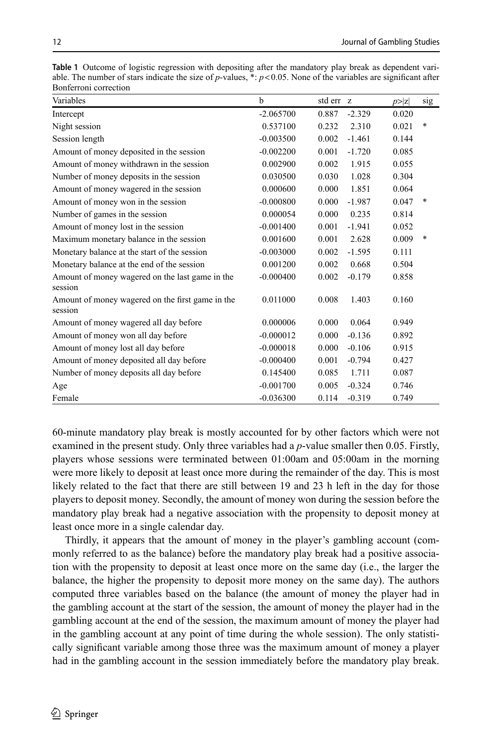**Table 1** Outcome of logistic regression with depositing after the mandatory play break as dependent variable. The number of stars indicate the size of *p*-values, *: $p<0.05$. None of the variables are significant after Bonferroni correction

| Variables | b | std err | z | $p>\|z\|$ | sig |
|---|---|---|---|---|---|
| Intercept | -2.065700 | 0.887 | -2.329 | 0.020 | |
| Night session | 0.537100 | 0.232 | 2.310 | 0.021 | * |
| Session length | -0.003500 | 0.002 | -1.461 | 0.144 | |
| Amount of money deposited in the session | -0.002200 | 0.001 | -1.720 | 0.085 | |
| Amount of money withdrawn in the session | 0.002900 | 0.002 | 1.915 | 0.055 | |
| Number of money deposits in the session | 0.030500 | 0.030 | 1.028 | 0.304 | |
| Amount of money wagered in the session | 0.000600 | 0.000 | 1.851 | 0.064 | |
| Amount of money won in the session | -0.000800 | 0.000 | -1.987 | 0.047 | * |
| Number of games in the session | 0.000054 | 0.000 | 0.235 | 0.814 | |
| Amount of money lost in the session | -0.001400 | 0.001 | -1.941 | 0.052 | |
| Maximum monetary balance in the session | 0.001600 | 0.001 | 2.628 | 0.009 | * |
| Monetary balance at the start of the session | -0.003000 | 0.002 | -1.595 | 0.111 | |
| Monetary balance at the end of the session | 0.001200 | 0.002 | 0.668 | 0.504 | |
| Amount of money wagered on the last game in the session | -0.000400 | 0.002 | -0.179 | 0.858 | |
| Amount of money wagered on the first game in the session | 0.011000 | 0.008 | 1.403 | 0.160 | |
| Amount of money wagered all day before | 0.000006 | 0.000 | 0.064 | 0.949 | |
| Amount of money won all day before | -0.000012 | 0.000 | -0.136 | 0.892 | |
| Amount of money lost all day before | -0.000018 | 0.000 | -0.106 | 0.915 | |
| Amount of money deposited all day before | -0.000400 | 0.001 | -0.794 | 0.427 | |
| Number of money deposits all day before | 0.145400 | 0.085 | 1.711 | 0.087 | |
| Age | -0.001700 | 0.005 | -0.324 | 0.746 | |
| Female | -0.036300 | 0.114 | -0.319 | 0.749 | |

60-minute mandatory play break is mostly accounted for by other factors which were not examined in the present study. Only three variables had a *p*-value smaller then 0.05. Firstly, players whose sessions were terminated between 01:00am and 05:00am in the morning were more likely to deposit at least once more during the remainder of the day. This is most likely related to the fact that there are still between 19 and 23 h left in the day for those players to deposit money. Secondly, the amount of money won during the session before the mandatory play break had a negative association with the propensity to deposit money at least once more in a single calendar day.

Thirdly, it appears that the amount of money in the player's gambling account (commonly referred to as the balance) before the mandatory play break had a positive association with the propensity to deposit at least once more on the same day (i.e., the larger the balance, the higher the propensity to deposit more money on the same day). The authors computed three variables based on the balance (the amount of money the player had in the gambling account at the start of the session, the amount of money the player had in the gambling account at the end of the session, the maximum amount of money the player had in the gambling account at any point of time during the whole session). The only statistically significant variable among those three was the maximum amount of money a player had in the gambling account in the session immediately before the mandatory play break.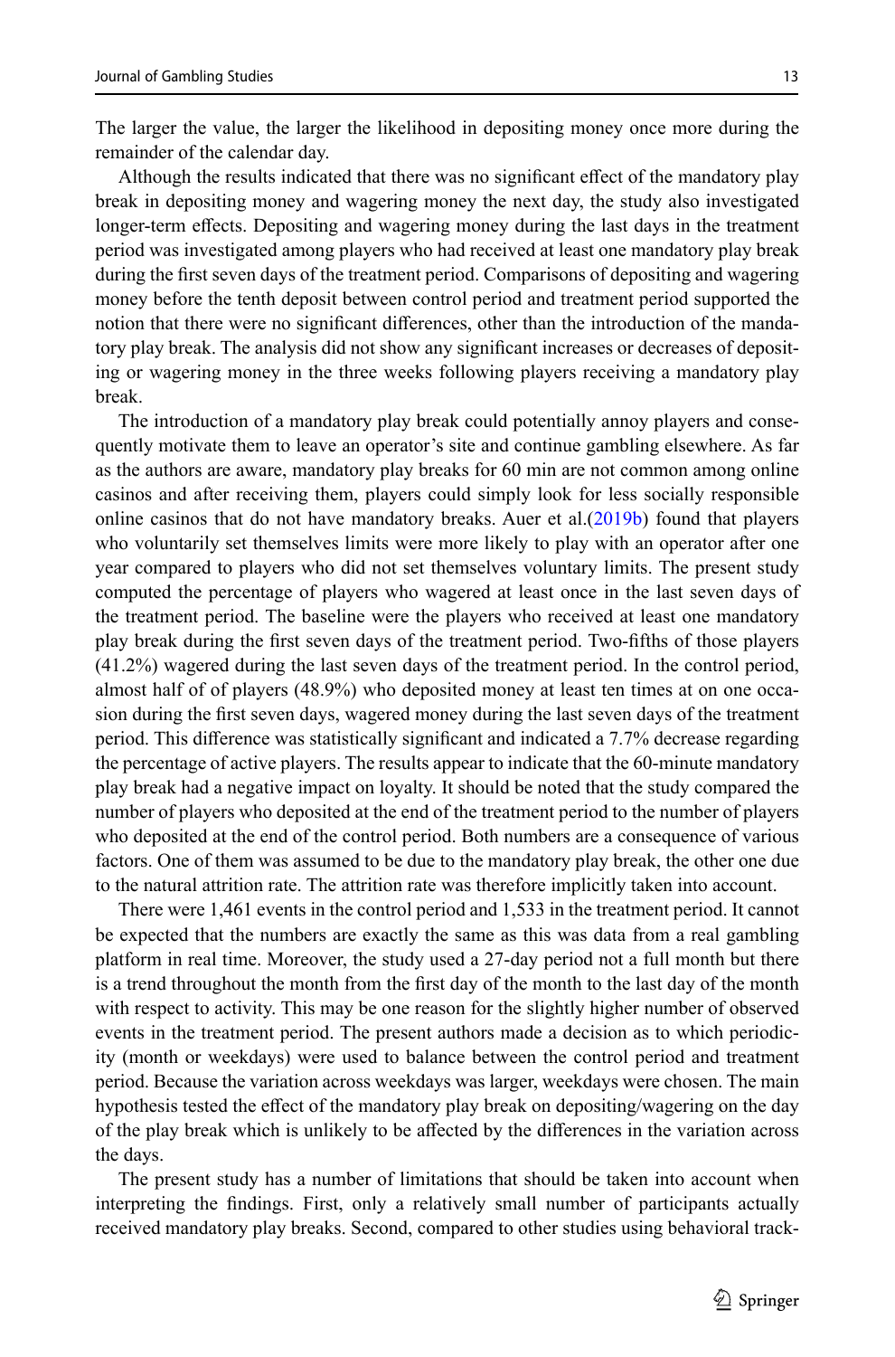The larger the value, the larger the likelihood in depositing money once more during the remainder of the calendar day.

Although the results indicated that there was no significant effect of the mandatory play break in depositing money and wagering money the next day, the study also investigated longer-term effects. Depositing and wagering money during the last days in the treatment period was investigated among players who had received at least one mandatory play break during the first seven days of the treatment period. Comparisons of depositing and wagering money before the tenth deposit between control period and treatment period supported the notion that there were no significant differences, other than the introduction of the mandatory play break. The analysis did not show any significant increases or decreases of depositing or wagering money in the three weeks following players receiving a mandatory play break.

The introduction of a mandatory play break could potentially annoy players and consequently motivate them to leave an operator's site and continue gambling elsewhere. As far as the authors are aware, mandatory play breaks for 60 min are not common among online casinos and after receiving them, players could simply look for less socially responsible online casinos that do not have mandatory breaks. Auer et al.(2019b) found that players who voluntarily set themselves limits were more likely to play with an operator after one year compared to players who did not set themselves voluntary limits. The present study computed the percentage of players who wagered at least once in the last seven days of the treatment period. The baseline were the players who received at least one mandatory play break during the first seven days of the treatment period. Two-fifths of those players (41.2%) wagered during the last seven days of the treatment period. In the control period, almost half of of players (48.9%) who deposited money at least ten times at on one occasion during the first seven days, wagered money during the last seven days of the treatment period. This difference was statistically significant and indicated a 7.7% decrease regarding the percentage of active players. The results appear to indicate that the 60-minute mandatory play break had a negative impact on loyalty. It should be noted that the study compared the number of players who deposited at the end of the treatment period to the number of players who deposited at the end of the control period. Both numbers are a consequence of various factors. One of them was assumed to be due to the mandatory play break, the other one due to the natural attrition rate. The attrition rate was therefore implicitly taken into account.

There were 1,461 events in the control period and 1,533 in the treatment period. It cannot be expected that the numbers are exactly the same as this was data from a real gambling platform in real time. Moreover, the study used a 27-day period not a full month but there is a trend throughout the month from the first day of the month to the last day of the month with respect to activity. This may be one reason for the slightly higher number of observed events in the treatment period. The present authors made a decision as to which periodicity (month or weekdays) were used to balance between the control period and treatment period. Because the variation across weekdays was larger, weekdays were chosen. The main hypothesis tested the effect of the mandatory play break on depositing/wagering on the day of the play break which is unlikely to be affected by the differences in the variation across the days.

The present study has a number of limitations that should be taken into account when interpreting the findings. First, only a relatively small number of participants actually received mandatory play breaks. Second, compared to other studies using behavioral track-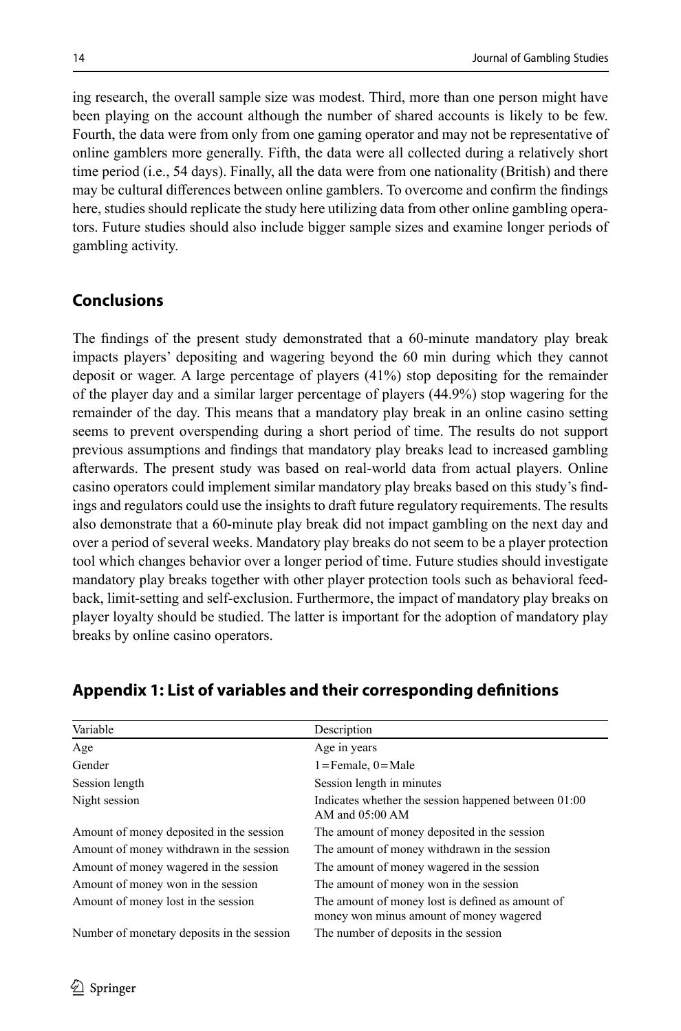ing research, the overall sample size was modest. Third, more than one person might have been playing on the account although the number of shared accounts is likely to be few. Fourth, the data were from only from one gaming operator and may not be representative of online gamblers more generally. Fifth, the data were all collected during a relatively short time period (i.e., 54 days). Finally, all the data were from one nationality (British) and there may be cultural differences between online gamblers. To overcome and confirm the findings here, studies should replicate the study here utilizing data from other online gambling operators. Future studies should also include bigger sample sizes and examine longer periods of gambling activity.

## Conclusions

The findings of the present study demonstrated that a 60-minute mandatory play break impacts players' depositing and wagering beyond the 60 min during which they cannot deposit or wager. A large percentage of players (41%) stop depositing for the remainder of the player day and a similar larger percentage of players (44.9%) stop wagering for the remainder of the day. This means that a mandatory play break in an online casino setting seems to prevent overspending during a short period of time. The results do not support previous assumptions and findings that mandatory play breaks lead to increased gambling afterwards. The present study was based on real-world data from actual players. Online casino operators could implement similar mandatory play breaks based on this study's findings and regulators could use the insights to draft future regulatory requirements. The results also demonstrate that a 60-minute play break did not impact gambling on the next day and over a period of several weeks. Mandatory play breaks do not seem to be a player protection tool which changes behavior over a longer period of time. Future studies should investigate mandatory play breaks together with other player protection tools such as behavioral feedback, limit-setting and self-exclusion. Furthermore, the impact of mandatory play breaks on player loyalty should be studied. The latter is important for the adoption of mandatory play breaks by online casino operators.

## Appendix 1: List of variables and their corresponding definitions

| Variable | Description |
|---|---|
| Age | Age in years |
| Gender | 1 = Female, 0 = Male |
| Session length | Session length in minutes |
| Night session | Indicates whether the session happened between 01:00 AM and 05:00 AM |
| Amount of money deposited in the session | The amount of money deposited in the session |
| Amount of money withdrawn in the session | The amount of money withdrawn in the session |
| Amount of money wagered in the session | The amount of money wagered in the session |
| Amount of money won in the session | The amount of money won in the session |
| Amount of money lost in the session | The amount of money lost is defined as amount of money won minus amount of money wagered |
| Number of monetary deposits in the session | The number of deposits in the session |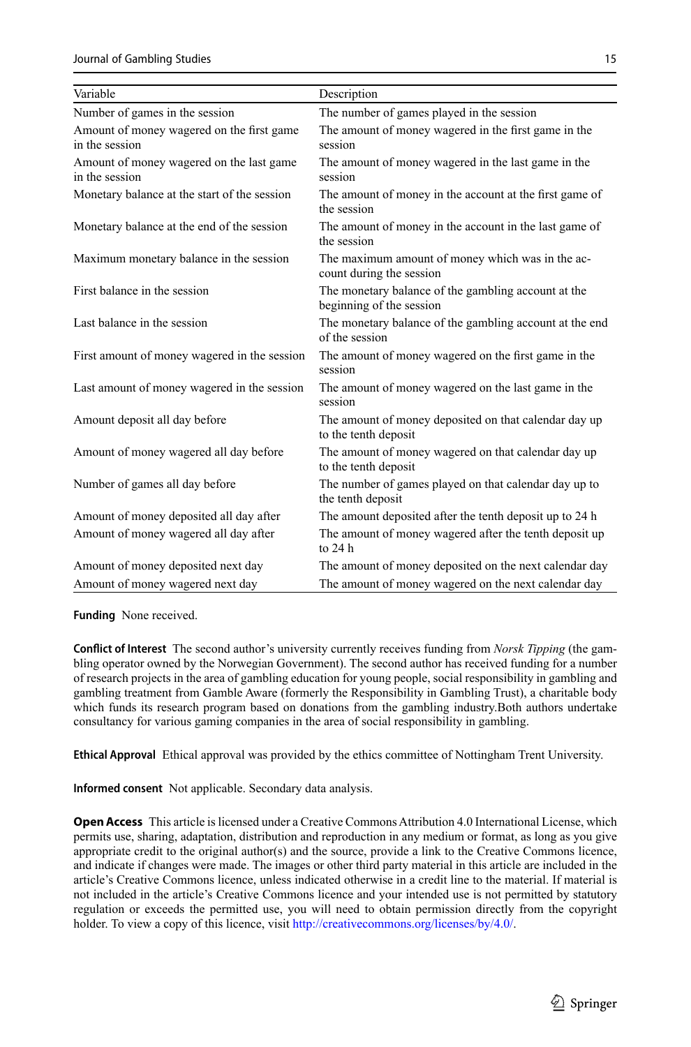| Variable | Description |
|---|---|
| Number of games in the session | The number of games played in the session |
| Amount of money wagered on the first game in the session | The amount of money wagered in the first game in the session |
| Amount of money wagered on the last game in the session | The amount of money wagered in the last game in the session |
| Monetary balance at the start of the session | The amount of money in the account at the first game of the session |
| Monetary balance at the end of the session | The amount of money in the account in the last game of the session |
| Maximum monetary balance in the session | The maximum amount of money which was in the account during the session |
| First balance in the session | The monetary balance of the gambling account at the beginning of the session |
| Last balance in the session | The monetary balance of the gambling account at the end of the session |
| First amount of money wagered in the session | The amount of money wagered on the first game in the session |
| Last amount of money wagered in the session | The amount of money wagered on the last game in the session |
| Amount deposit all day before | The amount of money deposited on that calendar day up to the tenth deposit |
| Amount of money wagered all day before | The amount of money wagered on that calendar day up to the tenth deposit |
| Number of games all day before | The number of games played on that calendar day up to the tenth deposit |
| Amount of money deposited all day after | The amount deposited after the tenth deposit up to 24 h |
| Amount of money wagered all day after | The amount of money wagered after the tenth deposit up to 24 h |
| Amount of money deposited next day | The amount of money deposited on the next calendar day |
| Amount of money wagered next day | The amount of money wagered on the next calendar day |

**Funding** None received.

**Conflict of Interest** The second author's university currently receives funding from *Norsk Tipping* (the gambling operator owned by the Norwegian Government). The second author has received funding for a number of research projects in the area of gambling education for young people, social responsibility in gambling and gambling treatment from Gamble Aware (formerly the Responsibility in Gambling Trust), a charitable body which funds its research program based on donations from the gambling industry.Both authors undertake consultancy for various gaming companies in the area of social responsibility in gambling.

**Ethical Approval** Ethical approval was provided by the ethics committee of Nottingham Trent University.

**Informed consent** Not applicable. Secondary data analysis.

**Open Access** This article is licensed under a Creative Commons Attribution 4.0 International License, which permits use, sharing, adaptation, distribution and reproduction in any medium or format, as long as you give appropriate credit to the original author(s) and the source, provide a link to the Creative Commons licence, and indicate if changes were made. The images or other third party material in this article are included in the article's Creative Commons licence, unless indicated otherwise in a credit line to the material. If material is not included in the article's Creative Commons licence and your intended use is not permitted by statutory regulation or exceeds the permitted use, you will need to obtain permission directly from the copyright holder. To view a copy of this licence, visit http://creativecommons.org/licenses/by/4.0/.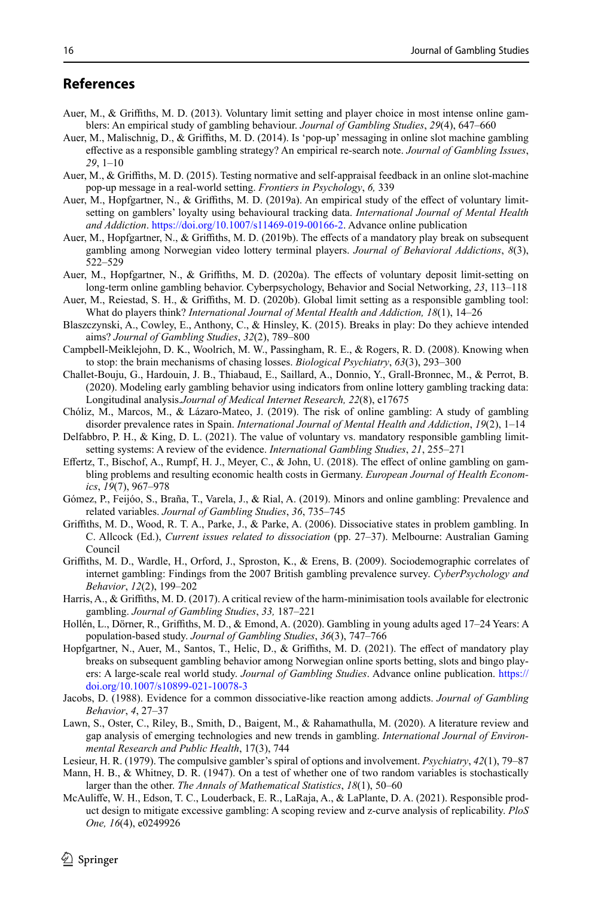## References

Auer, M., & Griffiths, M. D. (2013). Voluntary limit setting and player choice in most intense online gamblers: An empirical study of gambling behaviour. *Journal of Gambling Studies*, *29*(4), 647–660

Auer, M., Malischnig, D., & Griffiths, M. D. (2014). Is 'pop-up' messaging in online slot machine gambling effective as a responsible gambling strategy? An empirical re-search note. *Journal of Gambling Issues*, *29*, 1–10

Auer, M., & Griffiths, M. D. (2015). Testing normative and self-appraisal feedback in an online slot-machine pop-up message in a real-world setting. *Frontiers in Psychology*, *6,* 339

Auer, M., Hopfgartner, N., & Griffiths, M. D. (2019a). An empirical study of the effect of voluntary limit-setting on gamblers' loyalty using behavioural tracking data. *International Journal of Mental Health and Addiction*. https://doi.org/10.1007/s11469-019-00166-2. Advance online publication

Auer, M., Hopfgartner, N., & Griffiths, M. D. (2019b). The effects of a mandatory play break on subsequent gambling among Norwegian video lottery terminal players. *Journal of Behavioral Addictions*, *8*(3), 522–529

Auer, M., Hopfgartner, N., & Griffiths, M. D. (2020a). The effects of voluntary deposit limit-setting on long-term online gambling behavior. Cyberpsychology, Behavior and Social Networking, *23*, 113–118

Auer, M., Reiestad, S. H., & Griffiths, M. D. (2020b). Global limit setting as a responsible gambling tool: What do players think? *International Journal of Mental Health and Addiction, 18*(1), 14–26

Blaszczynski, A., Cowley, E., Anthony, C., & Hinsley, K. (2015). Breaks in play: Do they achieve intended aims? *Journal of Gambling Studies*, *32*(2), 789–800

Campbell-Meiklejohn, D. K., Woolrich, M. W., Passingham, R. E., & Rogers, R. D. (2008). Knowing when to stop: the brain mechanisms of chasing losses. *Biological Psychiatry*, *63*(3), 293–300

Challet-Bouju, G., Hardouin, J. B., Thiabaud, E., Saillard, A., Donnio, Y., Grall-Bronnec, M., & Perrot, B. (2020). Modeling early gambling behavior using indicators from online lottery gambling tracking data: Longitudinal analysis.*Journal of Medical Internet Research, 22*(8), e17675

Chóliz, M., Marcos, M., & Lázaro-Mateo, J. (2019). The risk of online gambling: A study of gambling disorder prevalence rates in Spain. *International Journal of Mental Health and Addiction*, *19*(2), 1–14

Delfabbro, P. H., & King, D. L. (2021). The value of voluntary vs. mandatory responsible gambling limit-setting systems: A review of the evidence. *International Gambling Studies*, *21*, 255–271

Effertz, T., Bischof, A., Rumpf, H. J., Meyer, C., & John, U. (2018). The effect of online gambling on gambling problems and resulting economic health costs in Germany. *European Journal of Health Economics*, *19*(7), 967–978

Gómez, P., Feijóo, S., Braña, T., Varela, J., & Rial, A. (2019). Minors and online gambling: Prevalence and related variables. *Journal of Gambling Studies*, *36*, 735–745

Griffiths, M. D., Wood, R. T. A., Parke, J., & Parke, A. (2006). Dissociative states in problem gambling. In C. Allcock (Ed.), *Current issues related to dissociation* (pp. 27–37). Melbourne: Australian Gaming Council

Griffiths, M. D., Wardle, H., Orford, J., Sproston, K., & Erens, B. (2009). Sociodemographic correlates of internet gambling: Findings from the 2007 British gambling prevalence survey. *CyberPsychology and Behavior*, *12*(2), 199–202

Harris, A., & Griffiths, M. D. (2017). A critical review of the harm-minimisation tools available for electronic gambling. *Journal of Gambling Studies*, *33,* 187–221

Hollén, L., Dörner, R., Griffiths, M. D., & Emond, A. (2020). Gambling in young adults aged 17–24 Years: A population-based study. *Journal of Gambling Studies*, *36*(3), 747–766

Hopfgartner, N., Auer, M., Santos, T., Helic, D., & Griffiths, M. D. (2021). The effect of mandatory play breaks on subsequent gambling behavior among Norwegian online sports betting, slots and bingo players: A large-scale real world study. *Journal of Gambling Studies*. Advance online publication. https://doi.org/10.1007/s10899-021-10078-3

Jacobs, D. (1988). Evidence for a common dissociative-like reaction among addicts. *Journal of Gambling Behavior*, *4*, 27–37

Lawn, S., Oster, C., Riley, B., Smith, D., Baigent, M., & Rahamathulla, M. (2020). A literature review and gap analysis of emerging technologies and new trends in gambling. *International Journal of Environmental Research and Public Health*, 17(3), 744

Lesieur, H. R. (1979). The compulsive gambler's spiral of options and involvement. *Psychiatry*, *42*(1), 79–87

Mann, H. B., & Whitney, D. R. (1947). On a test of whether one of two random variables is stochastically larger than the other. *The Annals of Mathematical Statistics*, *18*(1), 50–60

McAuliffe, W. H., Edson, T. C., Louderback, E. R., LaRaja, A., & LaPlante, D. A. (2021). Responsible product design to mitigate excessive gambling: A scoping review and z-curve analysis of replicability. *PloS One, 16*(4), e0249926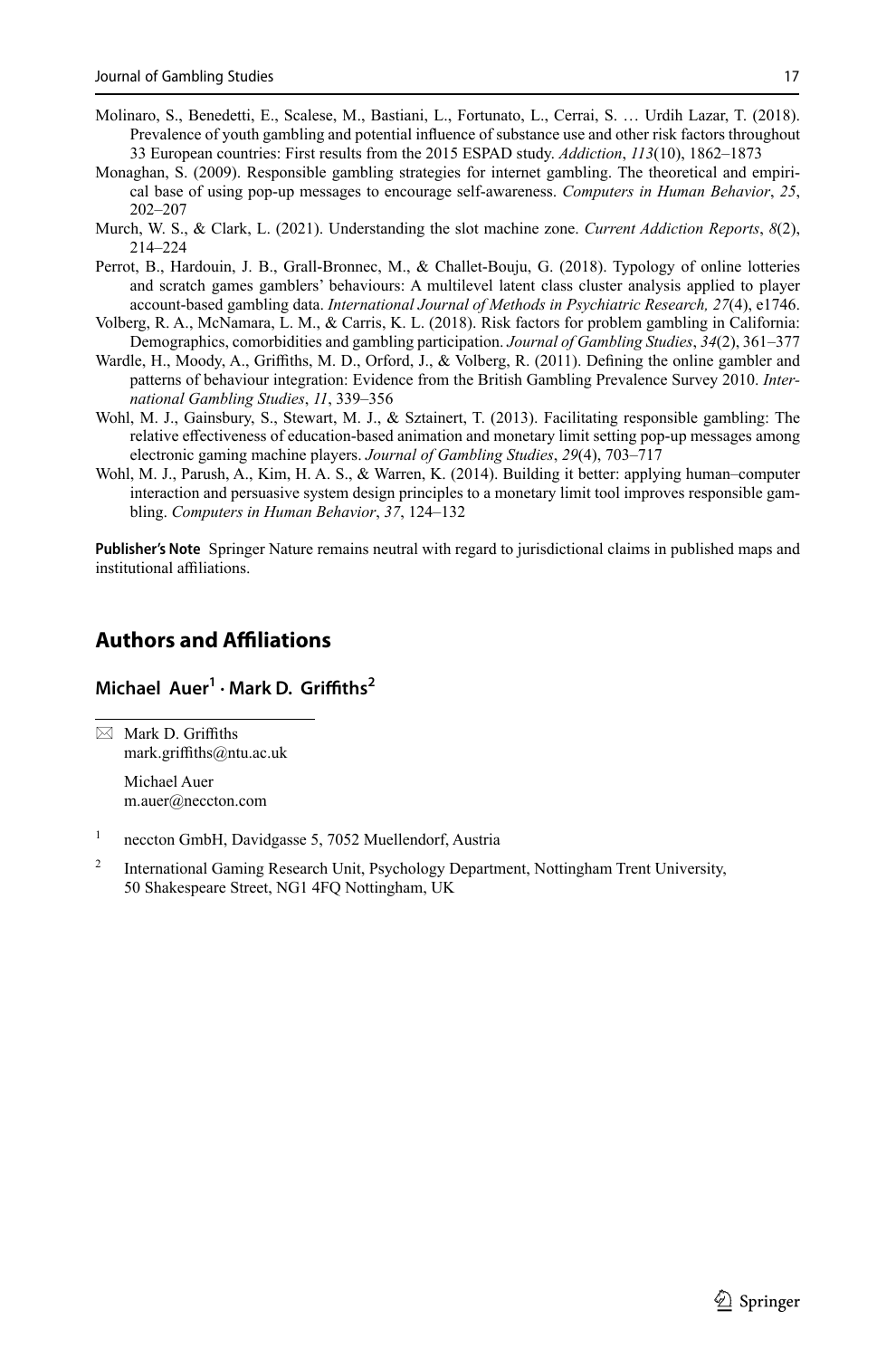Molinaro, S., Benedetti, E., Scalese, M., Bastiani, L., Fortunato, L., Cerrai, S. … Urdih Lazar, T. (2018). Prevalence of youth gambling and potential influence of substance use and other risk factors throughout 33 European countries: First results from the 2015 ESPAD study. *Addiction*, *113*(10), 1862–1873

Monaghan, S. (2009). Responsible gambling strategies for internet gambling. The theoretical and empirical base of using pop-up messages to encourage self-awareness. *Computers in Human Behavior*, *25*, 202–207

Murch, W. S., & Clark, L. (2021). Understanding the slot machine zone. *Current Addiction Reports*, *8*(2), 214–224

Perrot, B., Hardouin, J. B., Grall-Bronnec, M., & Challet-Bouju, G. (2018). Typology of online lotteries and scratch games gamblers' behaviours: A multilevel latent class cluster analysis applied to player account-based gambling data. *International Journal of Methods in Psychiatric Research, 27*(4), e1746.

Volberg, R. A., McNamara, L. M., & Carris, K. L. (2018). Risk factors for problem gambling in California: Demographics, comorbidities and gambling participation. *Journal of Gambling Studies*, *34*(2), 361–377

Wardle, H., Moody, A., Griffiths, M. D., Orford, J., & Volberg, R. (2011). Defining the online gambler and patterns of behaviour integration: Evidence from the British Gambling Prevalence Survey 2010. *International Gambling Studies*, *11*, 339–356

Wohl, M. J., Gainsbury, S., Stewart, M. J., & Sztainert, T. (2013). Facilitating responsible gambling: The relative effectiveness of education-based animation and monetary limit setting pop-up messages among electronic gaming machine players. *Journal of Gambling Studies*, *29*(4), 703–717

Wohl, M. J., Parush, A., Kim, H. A. S., & Warren, K. (2014). Building it better: applying human–computer interaction and persuasive system design principles to a monetary limit tool improves responsible gambling. *Computers in Human Behavior*, *37*, 124–132

**Publisher's Note** Springer Nature remains neutral with regard to jurisdictional claims in published maps and institutional affiliations.

## Authors and Affiliations

**Michael Auer[1] · Mark D. Griffiths[2]**

✉ Mark D. Griffiths
mark.griffiths@ntu.ac.uk

Michael Auer
m.auer@neccton.com

[1] neccton GmbH, Davidgasse 5, 7052 Muellendorf, Austria

[2] International Gaming Research Unit, Psychology Department, Nottingham Trent University, 50 Shakespeare Street, NG1 4FQ Nottingham, UK